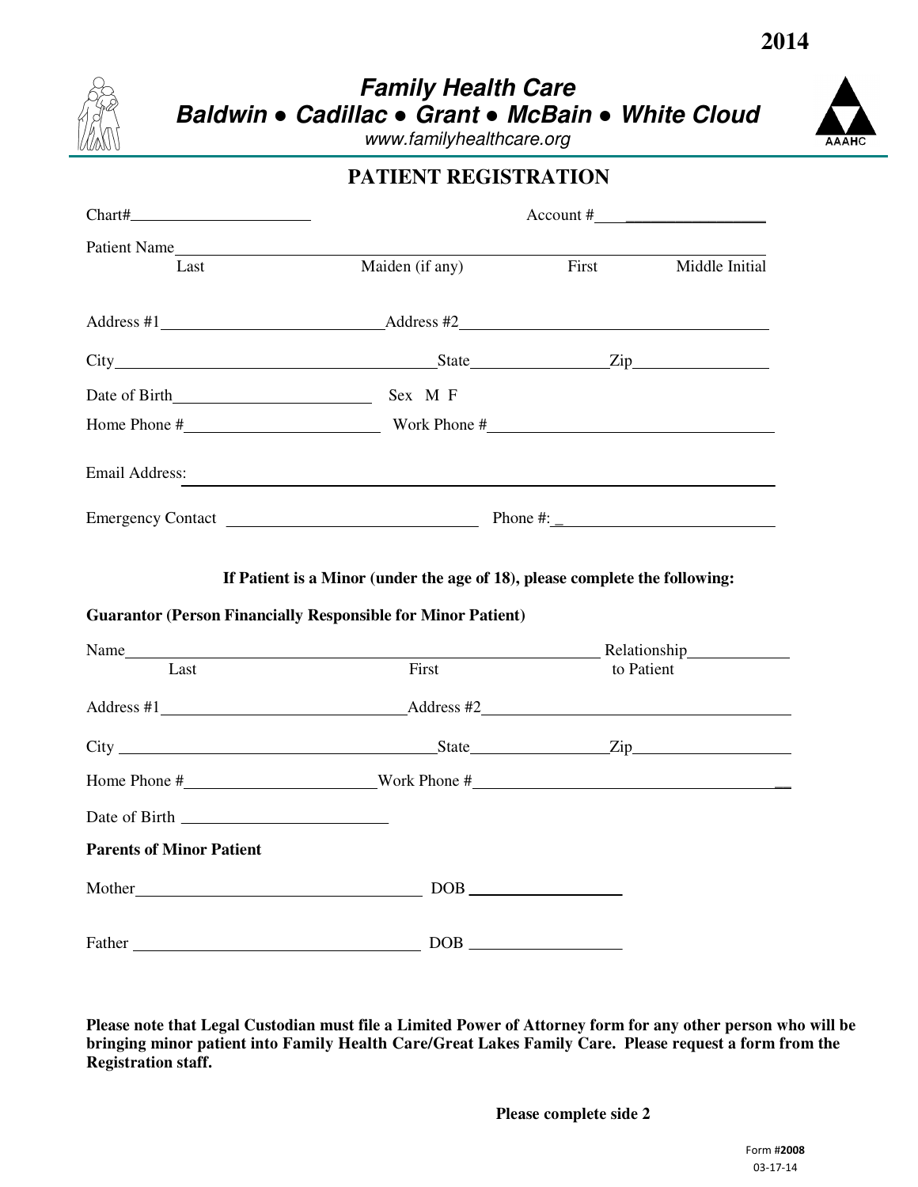2014

# Family Health Care

## Baldwin ● Cadillac ● Grant ● McBain ● White Cloud

www.familyhealthcare.org

AAAHC

## PATIENT REGISTRATION

Chart#\_\_\_\_\_\_\_\_\_\_\_\_\_\_\_\_\_\_\_\_ Account #\_\_\_\_\_\_\_\_\_\_\_\_\_\_\_\_\_\_\_\_

Patient Name\_\_\_\_\_\_\_\_\_\_\_\_\_\_\_\_\_\_\_\_\_\_\_\_\_\_\_\_\_\_\_\_\_\_\_\_\_\_\_\_\_\_\_\_\_\_\_\_\_\_\_\_\_\_\_\_
Last Maiden (if any) First Middle Initial

Address #1\_\_\_\_\_\_\_\_\_\_\_\_\_\_\_\_\_\_\_\_\_\_\_\_Address #2\_\_\_\_\_\_\_\_\_\_\_\_\_\_\_\_\_\_\_\_\_\_\_\_\_\_\_\_\_\_

City\_\_\_\_\_\_\_\_\_\_\_\_\_\_\_\_\_\_\_\_\_\_\_\_\_\_\_\_\_\_\_\_\_\_State\_\_\_\_\_\_\_\_\_\_\_\_\_\_Zip\_\_\_\_\_\_\_\_\_\_\_\_\_\_

Date of Birth\_\_\_\_\_\_\_\_\_\_\_\_\_\_\_\_\_\_\_\_ Sex M F

Home Phone #\_\_\_\_\_\_\_\_\_\_\_\_\_\_\_\_\_\_\_\_ Work Phone #\_\_\_\_\_\_\_\_\_\_\_\_\_\_\_\_\_\_\_\_\_\_\_\_\_\_\_\_

Email Address: \_\_\_\_\_\_\_\_\_\_\_\_\_\_\_\_\_\_\_\_\_\_\_\_\_\_\_\_\_\_\_\_\_\_\_\_\_\_\_\_\_\_\_\_\_\_\_\_\_\_\_\_\_\_\_\_\_\_

Emergency Contact \_\_\_\_\_\_\_\_\_\_\_\_\_\_\_\_\_\_\_\_\_\_\_\_\_\_ Phone #:\_\_\_\_\_\_\_\_\_\_\_\_\_\_\_\_\_\_\_\_\_\_\_\_

**If Patient is a Minor (under the age of 18), please complete the following:**

**Guarantor (Person Financially Responsible for Minor Patient)**

Name\_\_\_\_\_\_\_\_\_\_\_\_\_\_\_\_\_\_\_\_\_\_\_\_\_\_\_\_\_\_\_\_\_\_\_\_\_\_\_\_\_\_\_\_\_\_\_\_ Relationship\_\_\_\_\_\_\_\_\_\_
Last First to Patient

Address #1\_\_\_\_\_\_\_\_\_\_\_\_\_\_\_\_\_\_\_\_\_\_\_\_\_\_Address #2\_\_\_\_\_\_\_\_\_\_\_\_\_\_\_\_\_\_\_\_\_\_\_\_\_\_\_\_\_\_\_\_

City \_\_\_\_\_\_\_\_\_\_\_\_\_\_\_\_\_\_\_\_\_\_\_\_\_\_\_\_\_\_\_\_\_\_State\_\_\_\_\_\_\_\_\_\_\_\_\_\_Zip\_\_\_\_\_\_\_\_\_\_\_\_\_\_\_\_

Home Phone #\_\_\_\_\_\_\_\_\_\_\_\_\_\_\_\_\_\_\_\_Work Phone #\_\_\_\_\_\_\_\_\_\_\_\_\_\_\_\_\_\_\_\_\_\_\_\_\_\_\_\_\_\_\_\_

Date of Birth \_\_\_\_\_\_\_\_\_\_\_\_\_\_\_\_\_\_\_\_\_\_

**Parents of Minor Patient**

Mother\_\_\_\_\_\_\_\_\_\_\_\_\_\_\_\_\_\_\_\_\_\_\_\_\_\_\_\_\_\_ DOB \_\_\_\_\_\_\_\_\_\_\_\_\_\_\_\_

Father \_\_\_\_\_\_\_\_\_\_\_\_\_\_\_\_\_\_\_\_\_\_\_\_\_\_\_\_\_\_ DOB \_\_\_\_\_\_\_\_\_\_\_\_\_\_\_\_

**Please note that Legal Custodian must file a Limited Power of Attorney form for any other person who will be bringing minor patient into Family Health Care/Great Lakes Family Care. Please request a form from the Registration staff.**

**Please complete side 2**

Form #**2008**
03-17-14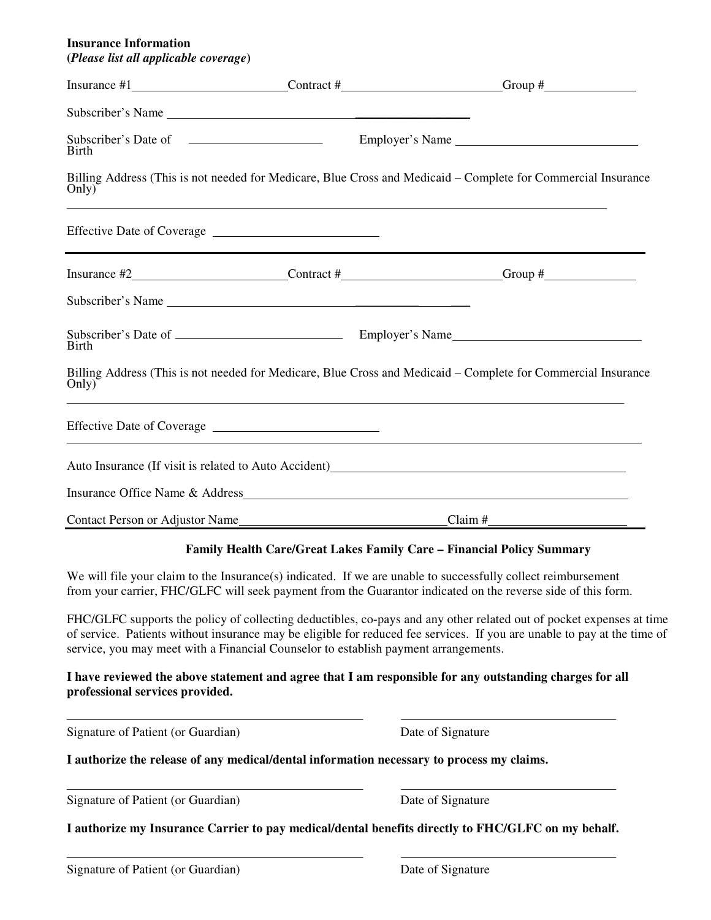**Insurance Information**
**(*Please list all applicable coverage*)**

Insurance #1________________________ Contract #________________________ Group #______________

Subscriber's Name ______________________________________________

Subscriber's Date of Birth ____________________ Employer's Name ____________________________

Billing Address (This is not needed for Medicare, Blue Cross and Medicaid – Complete for Commercial Insurance Only)

_____________________________________________________________________________________

Effective Date of Coverage ________________________

---

Insurance #2________________________ Contract #________________________ Group #______________

Subscriber's Name ______________________________________________

Subscriber's Date of Birth ________________________ Employer's Name____________________________

Billing Address (This is not needed for Medicare, Blue Cross and Medicaid – Complete for Commercial Insurance Only)

_____________________________________________________________________________________

Effective Date of Coverage ________________________

---

Auto Insurance (If visit is related to Auto Accident)____________________________________________

Insurance Office Name & Address____________________________________________________________

Contact Person or Adjustor Name________________________________ Claim #______________________

---

**Family Health Care/Great Lakes Family Care – Financial Policy Summary**

We will file your claim to the Insurance(s) indicated. If we are unable to successfully collect reimbursement from your carrier, FHC/GLFC will seek payment from the Guarantor indicated on the reverse side of this form.

FHC/GLFC supports the policy of collecting deductibles, co-pays and any other related out of pocket expenses at time of service. Patients without insurance may be eligible for reduced fee services. If you are unable to pay at the time of service, you may meet with a Financial Counselor to establish payment arrangements.

**I have reviewed the above statement and agree that I am responsible for any outstanding charges for all professional services provided.**

______________________________________ ______________________________

Signature of Patient (or Guardian) Date of Signature

**I authorize the release of any medical/dental information necessary to process my claims.**

______________________________________ ______________________________

Signature of Patient (or Guardian) Date of Signature

**I authorize my Insurance Carrier to pay medical/dental benefits directly to FHC/GLFC on my behalf.**

______________________________________ ______________________________

Signature of Patient (or Guardian) Date of Signature